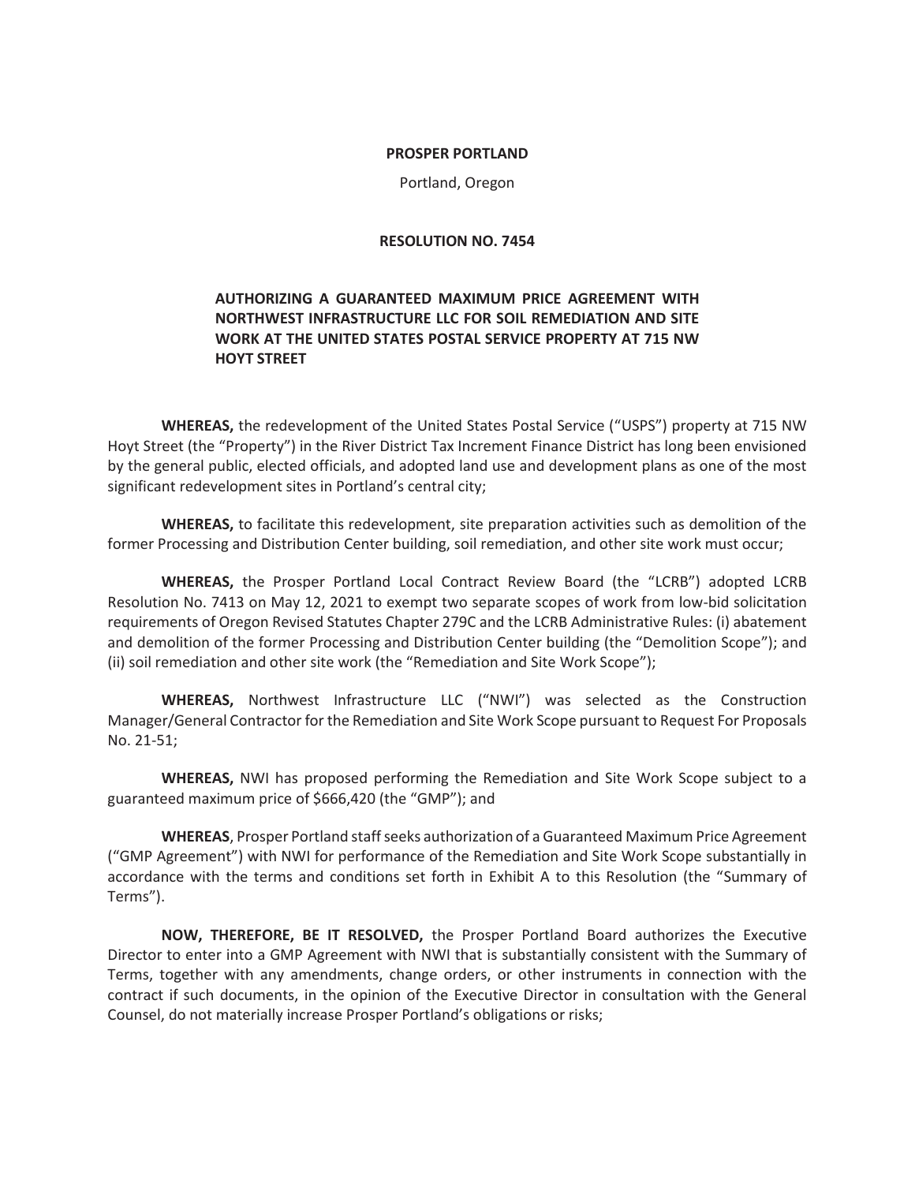**PROSPER PORTLAND**

Portland, Oregon

**RESOLUTION NO. 7454**

**AUTHORIZING A GUARANTEED MAXIMUM PRICE AGREEMENT WITH NORTHWEST INFRASTRUCTURE LLC FOR SOIL REMEDIATION AND SITE WORK AT THE UNITED STATES POSTAL SERVICE PROPERTY AT 715 NW HOYT STREET**

**WHEREAS,** the redevelopment of the United States Postal Service ("USPS") property at 715 NW Hoyt Street (the "Property") in the River District Tax Increment Finance District has long been envisioned by the general public, elected officials, and adopted land use and development plans as one of the most significant redevelopment sites in Portland's central city;

**WHEREAS,** to facilitate this redevelopment, site preparation activities such as demolition of the former Processing and Distribution Center building, soil remediation, and other site work must occur;

**WHEREAS,** the Prosper Portland Local Contract Review Board (the "LCRB") adopted LCRB Resolution No. 7413 on May 12, 2021 to exempt two separate scopes of work from low-bid solicitation requirements of Oregon Revised Statutes Chapter 279C and the LCRB Administrative Rules: (i) abatement and demolition of the former Processing and Distribution Center building (the "Demolition Scope"); and (ii) soil remediation and other site work (the "Remediation and Site Work Scope");

**WHEREAS,** Northwest Infrastructure LLC ("NWI") was selected as the Construction Manager/General Contractor for the Remediation and Site Work Scope pursuant to Request For Proposals No. 21-51;

**WHEREAS,** NWI has proposed performing the Remediation and Site Work Scope subject to a guaranteed maximum price of $666,420 (the "GMP"); and

**WHEREAS**, Prosper Portland staff seeks authorization of a Guaranteed Maximum Price Agreement ("GMP Agreement") with NWI for performance of the Remediation and Site Work Scope substantially in accordance with the terms and conditions set forth in Exhibit A to this Resolution (the "Summary of Terms").

**NOW, THEREFORE, BE IT RESOLVED,** the Prosper Portland Board authorizes the Executive Director to enter into a GMP Agreement with NWI that is substantially consistent with the Summary of Terms, together with any amendments, change orders, or other instruments in connection with the contract if such documents, in the opinion of the Executive Director in consultation with the General Counsel, do not materially increase Prosper Portland's obligations or risks;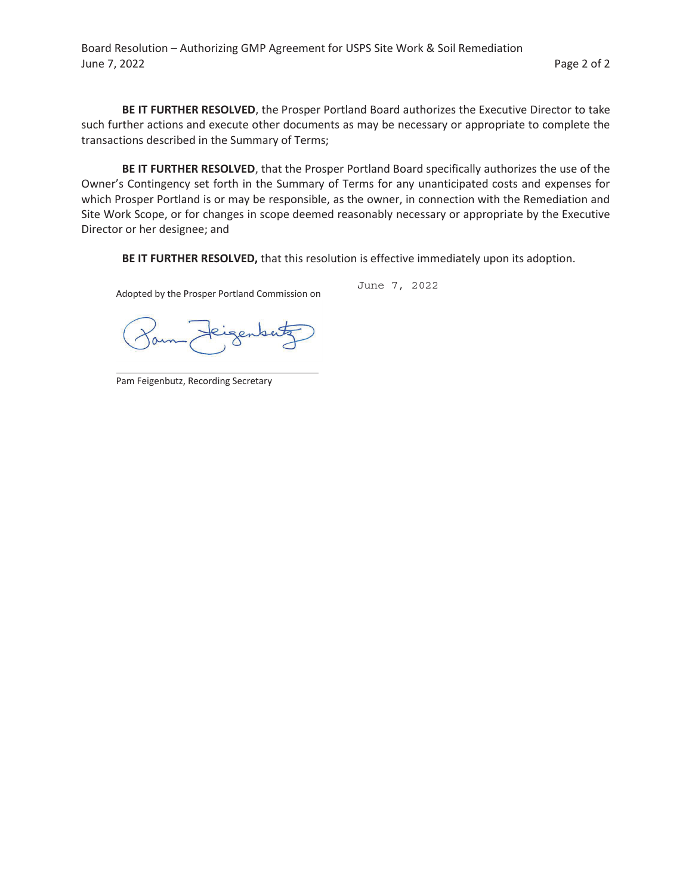**BE IT FURTHER RESOLVED**, the Prosper Portland Board authorizes the Executive Director to take such further actions and execute other documents as may be necessary or appropriate to complete the transactions described in the Summary of Terms;

**BE IT FURTHER RESOLVED**, that the Prosper Portland Board specifically authorizes the use of the Owner's Contingency set forth in the Summary of Terms for any unanticipated costs and expenses for which Prosper Portland is or may be responsible, as the owner, in connection with the Remediation and Site Work Scope, or for changes in scope deemed reasonably necessary or appropriate by the Executive Director or her designee; and

**BE IT FURTHER RESOLVED,** that this resolution is effective immediately upon its adoption.

Adopted by the Prosper Portland Commission on June 7, 2022

Pam Feigenbutz, Recording Secretary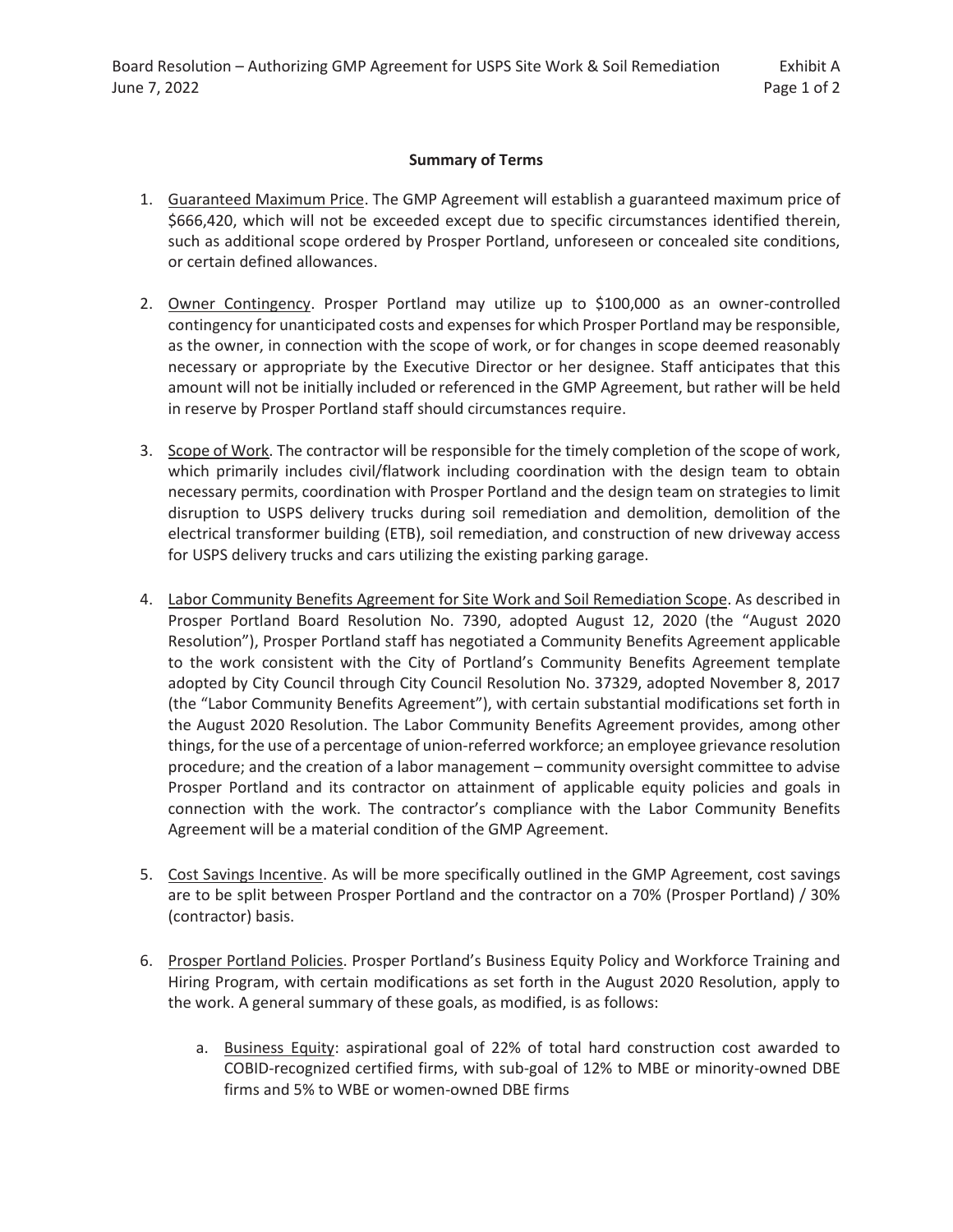**Summary of Terms**

1. Guaranteed Maximum Price. The GMP Agreement will establish a guaranteed maximum price of $666,420, which will not be exceeded except due to specific circumstances identified therein, such as additional scope ordered by Prosper Portland, unforeseen or concealed site conditions, or certain defined allowances.

2. Owner Contingency. Prosper Portland may utilize up to $100,000 as an owner-controlled contingency for unanticipated costs and expenses for which Prosper Portland may be responsible, as the owner, in connection with the scope of work, or for changes in scope deemed reasonably necessary or appropriate by the Executive Director or her designee. Staff anticipates that this amount will not be initially included or referenced in the GMP Agreement, but rather will be held in reserve by Prosper Portland staff should circumstances require.

3. Scope of Work. The contractor will be responsible for the timely completion of the scope of work, which primarily includes civil/flatwork including coordination with the design team to obtain necessary permits, coordination with Prosper Portland and the design team on strategies to limit disruption to USPS delivery trucks during soil remediation and demolition, demolition of the electrical transformer building (ETB), soil remediation, and construction of new driveway access for USPS delivery trucks and cars utilizing the existing parking garage.

4. Labor Community Benefits Agreement for Site Work and Soil Remediation Scope. As described in Prosper Portland Board Resolution No. 7390, adopted August 12, 2020 (the "August 2020 Resolution"), Prosper Portland staff has negotiated a Community Benefits Agreement applicable to the work consistent with the City of Portland's Community Benefits Agreement template adopted by City Council through City Council Resolution No. 37329, adopted November 8, 2017 (the "Labor Community Benefits Agreement"), with certain substantial modifications set forth in the August 2020 Resolution. The Labor Community Benefits Agreement provides, among other things, for the use of a percentage of union-referred workforce; an employee grievance resolution procedure; and the creation of a labor management – community oversight committee to advise Prosper Portland and its contractor on attainment of applicable equity policies and goals in connection with the work. The contractor's compliance with the Labor Community Benefits Agreement will be a material condition of the GMP Agreement.

5. Cost Savings Incentive. As will be more specifically outlined in the GMP Agreement, cost savings are to be split between Prosper Portland and the contractor on a 70% (Prosper Portland) / 30% (contractor) basis.

6. Prosper Portland Policies. Prosper Portland's Business Equity Policy and Workforce Training and Hiring Program, with certain modifications as set forth in the August 2020 Resolution, apply to the work. A general summary of these goals, as modified, is as follows:

   a. Business Equity: aspirational goal of 22% of total hard construction cost awarded to COBID-recognized certified firms, with sub-goal of 12% to MBE or minority-owned DBE firms and 5% to WBE or women-owned DBE firms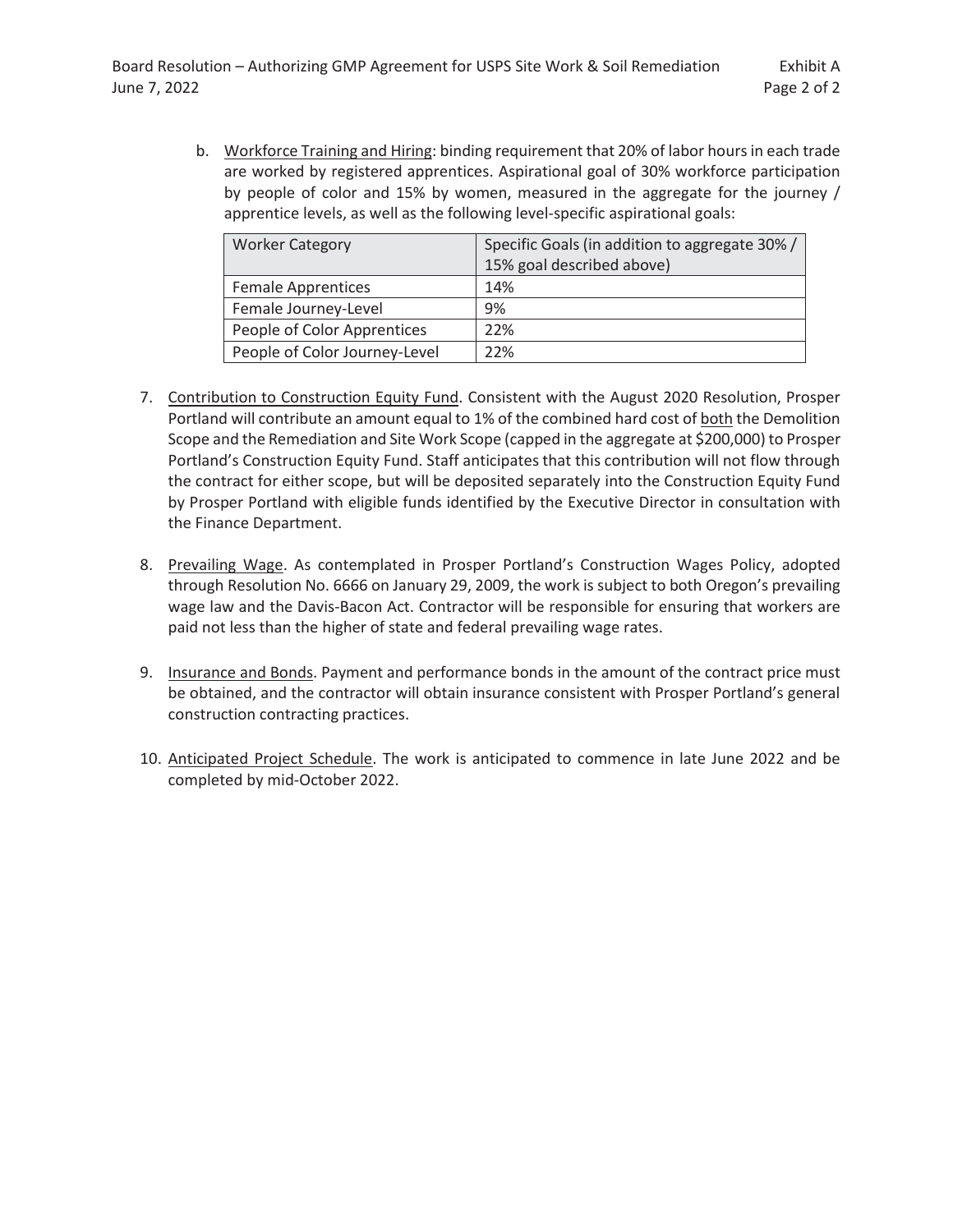b. Workforce Training and Hiring: binding requirement that 20% of labor hours in each trade are worked by registered apprentices. Aspirational goal of 30% workforce participation by people of color and 15% by women, measured in the aggregate for the journey / apprentice levels, as well as the following level-specific aspirational goals:

| Worker Category | Specific Goals (in addition to aggregate 30% / 15% goal described above) |
|---|---|
| Female Apprentices | 14% |
| Female Journey-Level | 9% |
| People of Color Apprentices | 22% |
| People of Color Journey-Level | 22% |

7. Contribution to Construction Equity Fund. Consistent with the August 2020 Resolution, Prosper Portland will contribute an amount equal to 1% of the combined hard cost of both the Demolition Scope and the Remediation and Site Work Scope (capped in the aggregate at $200,000) to Prosper Portland's Construction Equity Fund. Staff anticipates that this contribution will not flow through the contract for either scope, but will be deposited separately into the Construction Equity Fund by Prosper Portland with eligible funds identified by the Executive Director in consultation with the Finance Department.

8. Prevailing Wage. As contemplated in Prosper Portland's Construction Wages Policy, adopted through Resolution No. 6666 on January 29, 2009, the work is subject to both Oregon's prevailing wage law and the Davis-Bacon Act. Contractor will be responsible for ensuring that workers are paid not less than the higher of state and federal prevailing wage rates.

9. Insurance and Bonds. Payment and performance bonds in the amount of the contract price must be obtained, and the contractor will obtain insurance consistent with Prosper Portland's general construction contracting practices.

10. Anticipated Project Schedule. The work is anticipated to commence in late June 2022 and be completed by mid-October 2022.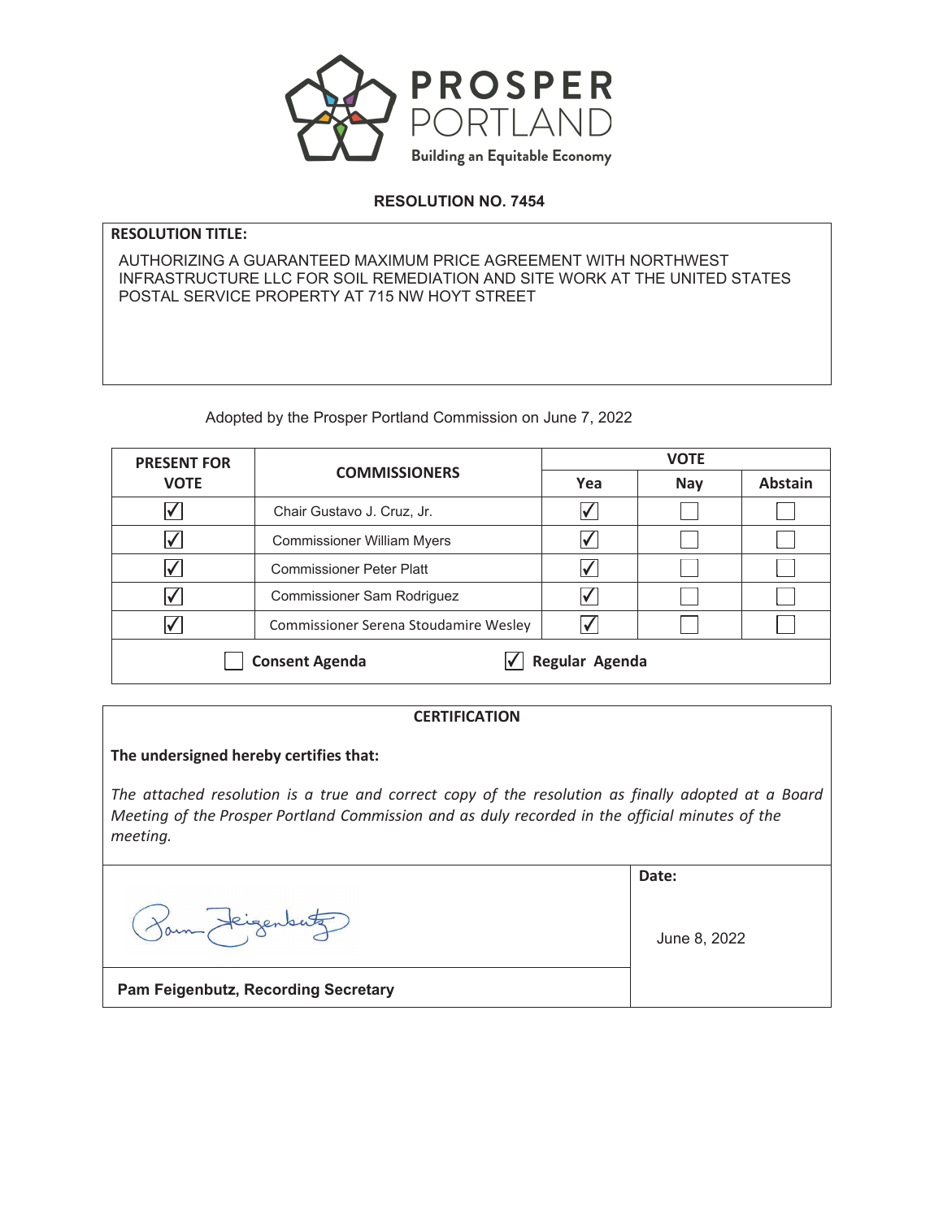PROSPER PORTLAND

Building an Equitable Economy

## RESOLUTION NO. 7454

**RESOLUTION TITLE:**

AUTHORIZING A GUARANTEED MAXIMUM PRICE AGREEMENT WITH NORTHWEST INFRASTRUCTURE LLC FOR SOIL REMEDIATION AND SITE WORK AT THE UNITED STATES POSTAL SERVICE PROPERTY AT 715 NW HOYT STREET

Adopted by the Prosper Portland Commission on June 7, 2022

| PRESENT FOR VOTE | COMMISSIONERS | VOTE | | |
|---|---|---|---|---|
| | | Yea | Nay | Abstain |
| ☑ | Chair Gustavo J. Cruz, Jr. | ☑ | ☐ | ☐ |
| ☑ | Commissioner William Myers | ☑ | ☐ | ☐ |
| ☑ | Commissioner Peter Platt | ☑ | ☐ | ☐ |
| ☑ | Commissioner Sam Rodriguez | ☑ | ☐ | ☐ |
| ☑ | Commissioner Serena Stoudamire Wesley | ☑ | ☐ | ☐ |

☐ **Consent Agenda** ☑ **Regular Agenda**

**CERTIFICATION**

**The undersigned hereby certifies that:**

*The attached resolution is a true and correct copy of the resolution as finally adopted at a Board Meeting of the Prosper Portland Commission and as duly recorded in the official minutes of the meeting.*

| | |
|---|---|
| Pam Feigenbutz (signature) | **Date:** June 8, 2022 |
| **Pam Feigenbutz, Recording Secretary** | |